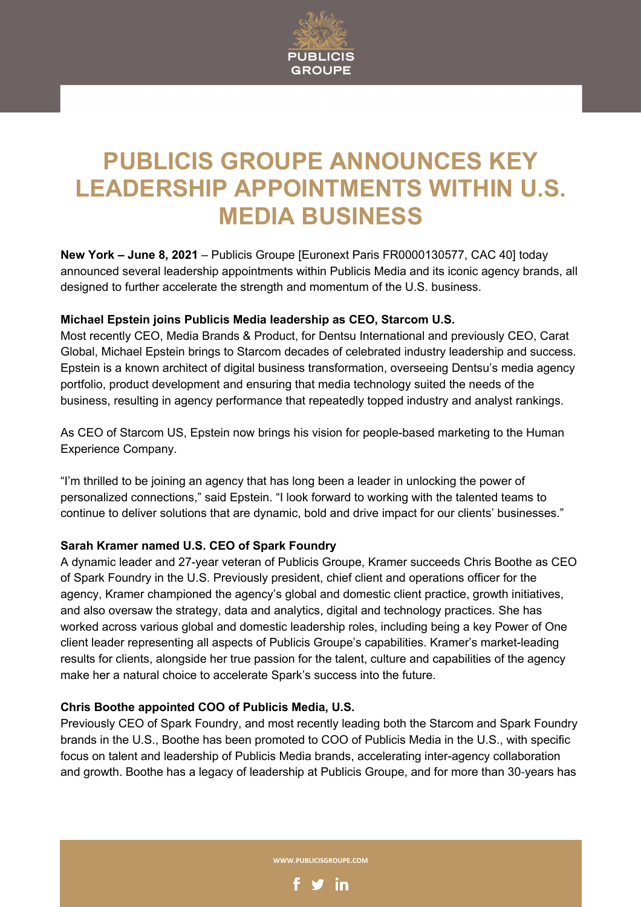# PUBLICIS GROUPE ANNOUNCES KEY LEADERSHIP APPOINTMENTS WITHIN U.S. MEDIA BUSINESS

**New York – June 8, 2021** – Publicis Groupe [Euronext Paris FR0000130577, CAC 40] today announced several leadership appointments within Publicis Media and its iconic agency brands, all designed to further accelerate the strength and momentum of the U.S. business.

**Michael Epstein joins Publicis Media leadership as CEO, Starcom U.S.**

Most recently CEO, Media Brands & Product, for Dentsu International and previously CEO, Carat Global, Michael Epstein brings to Starcom decades of celebrated industry leadership and success. Epstein is a known architect of digital business transformation, overseeing Dentsu's media agency portfolio, product development and ensuring that media technology suited the needs of the business, resulting in agency performance that repeatedly topped industry and analyst rankings.

As CEO of Starcom US, Epstein now brings his vision for people-based marketing to the Human Experience Company.

"I'm thrilled to be joining an agency that has long been a leader in unlocking the power of personalized connections," said Epstein. "I look forward to working with the talented teams to continue to deliver solutions that are dynamic, bold and drive impact for our clients' businesses."

**Sarah Kramer named U.S. CEO of Spark Foundry**

A dynamic leader and 27-year veteran of Publicis Groupe, Kramer succeeds Chris Boothe as CEO of Spark Foundry in the U.S. Previously president, chief client and operations officer for the agency, Kramer championed the agency's global and domestic client practice, growth initiatives, and also oversaw the strategy, data and analytics, digital and technology practices. She has worked across various global and domestic leadership roles, including being a key Power of One client leader representing all aspects of Publicis Groupe's capabilities. Kramer's market-leading results for clients, alongside her true passion for the talent, culture and capabilities of the agency make her a natural choice to accelerate Spark's success into the future.

**Chris Boothe appointed COO of Publicis Media, U.S.**

Previously CEO of Spark Foundry, and most recently leading both the Starcom and Spark Foundry brands in the U.S., Boothe has been promoted to COO of Publicis Media in the U.S., with specific focus on talent and leadership of Publicis Media brands, accelerating inter-agency collaboration and growth. Boothe has a legacy of leadership at Publicis Groupe, and for more than 30-years has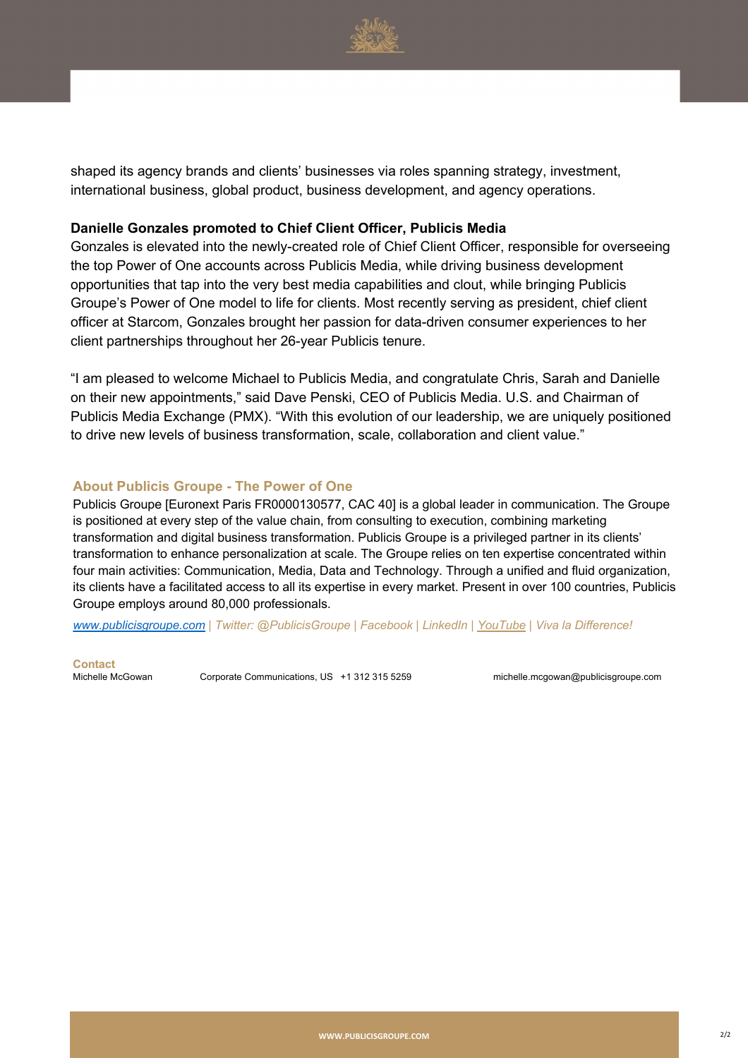shaped its agency brands and clients' businesses via roles spanning strategy, investment, international business, global product, business development, and agency operations.

**Danielle Gonzales promoted to Chief Client Officer, Publicis Media**

Gonzales is elevated into the newly-created role of Chief Client Officer, responsible for overseeing the top Power of One accounts across Publicis Media, while driving business development opportunities that tap into the very best media capabilities and clout, while bringing Publicis Groupe's Power of One model to life for clients. Most recently serving as president, chief client officer at Starcom, Gonzales brought her passion for data-driven consumer experiences to her client partnerships throughout her 26-year Publicis tenure.

"I am pleased to welcome Michael to Publicis Media, and congratulate Chris, Sarah and Danielle on their new appointments," said Dave Penski, CEO of Publicis Media. U.S. and Chairman of Publicis Media Exchange (PMX). "With this evolution of our leadership, we are uniquely positioned to drive new levels of business transformation, scale, collaboration and client value."

## About Publicis Groupe - The Power of One

Publicis Groupe [Euronext Paris FR0000130577, CAC 40] is a global leader in communication. The Groupe is positioned at every step of the value chain, from consulting to execution, combining marketing transformation and digital business transformation. Publicis Groupe is a privileged partner in its clients' transformation to enhance personalization at scale. The Groupe relies on ten expertise concentrated within four main activities: Communication, Media, Data and Technology. Through a unified and fluid organization, its clients have a facilitated access to all its expertise in every market. Present in over 100 countries, Publicis Groupe employs around 80,000 professionals.

*www.publicisgroupe.com | Twitter: @PublicisGroupe | Facebook | LinkedIn | YouTube | Viva la Difference!*

**Contact**

| | | |
|---|---|---|
| Michelle McGowan | Corporate Communications, US +1 312 315 5259 | michelle.mcgowan@publicisgroupe.com |